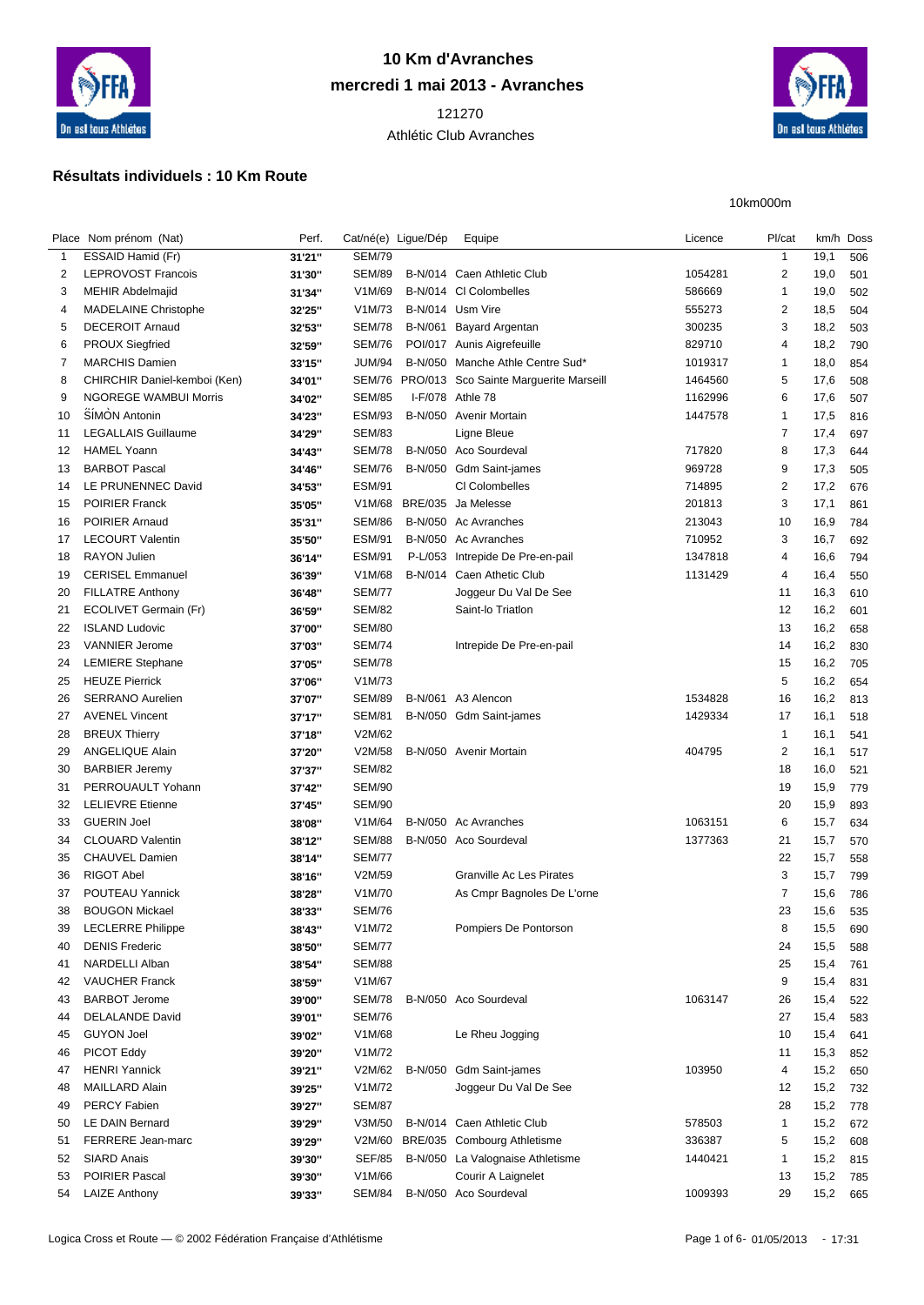# 10 Km d'Avranches

**mercredi 1 mai 2013 - Avranches**

121270

Athlétic Club Avranches

### Résultats individuels : 10 Km Route

10km000m

| Place | Nom prénom (Nat) | Perf. | Cat/né(e) | Ligue/Dép | Equipe | Licence | Pl/cat | km/h | Doss |
|---|---|---|---|---|---|---|---|---|---|
| 1 | ESSAID Hamid (Fr) | 31'21'' | SEM/79 | | | | 1 | 19,1 | 506 |
| 2 | LEPROVOST Francois | 31'30'' | SEM/89 | B-N/014 | Caen Athletic Club | 1054281 | 2 | 19,0 | 501 |
| 3 | MEHIR Abdelmajid | 31'34'' | V1M/69 | B-N/014 | Cl Colombelles | 586669 | 1 | 19,0 | 502 |
| 4 | MADELAINE Christophe | 32'25'' | V1M/73 | B-N/014 | Usm Vire | 555273 | 2 | 18,5 | 504 |
| 5 | DECEROIT Arnaud | 32'53'' | SEM/78 | B-N/061 | Bayard Argentan | 300235 | 3 | 18,2 | 503 |
| 6 | PROUX Siegfried | 32'59'' | SEM/76 | POI/017 | Aunis Aigrefeuille | 829710 | 4 | 18,2 | 790 |
| 7 | MARCHIS Damien | 33'15'' | JUM/94 | B-N/050 | Manche Athle Centre Sud* | 1019317 | 1 | 18,0 | 854 |
| 8 | CHIRCHIR Daniel-kemboi (Ken) | 34'01'' | SEM/76 | PRO/013 | Sco Sainte Marguerite Marseill | 1464560 | 5 | 17,6 | 508 |
| 9 | NGOREGE WAMBUI Morris | 34'02'' | SEM/85 | I-F/078 | Athle 78 | 1162996 | 6 | 17,6 | 507 |
| 10 | ŠĪMÒN Antonin | 34'23'' | ESM/93 | B-N/050 | Avenir Mortain | 1447578 | 1 | 17,5 | 816 |
| 11 | LEGALLAIS Guillaume | 34'29'' | SEM/83 | | Ligne Bleue | | 7 | 17,4 | 697 |
| 12 | HAMEL Yoann | 34'43'' | SEM/78 | B-N/050 | Aco Sourdeval | 717820 | 8 | 17,3 | 644 |
| 13 | BARBOT Pascal | 34'46'' | SEM/76 | B-N/050 | Gdm Saint-james | 969728 | 9 | 17,3 | 505 |
| 14 | LE PRUNENNEC David | 34'53'' | ESM/91 | | Cl Colombelles | 714895 | 2 | 17,2 | 676 |
| 15 | POIRIER Franck | 35'05'' | V1M/68 | BRE/035 | Ja Melesse | 201813 | 3 | 17,1 | 861 |
| 16 | POIRIER Arnaud | 35'31'' | SEM/86 | B-N/050 | Ac Avranches | 213043 | 10 | 16,9 | 784 |
| 17 | LECOURT Valentin | 35'50'' | ESM/91 | B-N/050 | Ac Avranches | 710952 | 3 | 16,7 | 692 |
| 18 | RAYON Julien | 36'14'' | ESM/91 | P-L/053 | Intrepide De Pre-en-pail | 1347818 | 4 | 16,6 | 794 |
| 19 | CERISEL Emmanuel | 36'39'' | V1M/68 | B-N/014 | Caen Athetic Club | 1131429 | 4 | 16,4 | 550 |
| 20 | FILLATRE Anthony | 36'48'' | SEM/77 | | Joggeur Du Val De See | | 11 | 16,3 | 610 |
| 21 | ECOLIVET Germain (Fr) | 36'59'' | SEM/82 | | Saint-lo Triatlon | | 12 | 16,2 | 601 |
| 22 | ISLAND Ludovic | 37'00'' | SEM/80 | | | | 13 | 16,2 | 658 |
| 23 | VANNIER Jerome | 37'03'' | SEM/74 | | Intrepide De Pre-en-pail | | 14 | 16,2 | 830 |
| 24 | LEMIERE Stephane | 37'05'' | SEM/78 | | | | 15 | 16,2 | 705 |
| 25 | HEUZE Pierrick | 37'06'' | V1M/73 | | | | 5 | 16,2 | 654 |
| 26 | SERRANO Aurelien | 37'07'' | SEM/89 | B-N/061 | A3 Alencon | 1534828 | 16 | 16,2 | 813 |
| 27 | AVENEL Vincent | 37'17'' | SEM/81 | B-N/050 | Gdm Saint-james | 1429334 | 17 | 16,1 | 518 |
| 28 | BREUX Thierry | 37'18'' | V2M/62 | | | | 1 | 16,1 | 541 |
| 29 | ANGELIQUE Alain | 37'20'' | V2M/58 | B-N/050 | Avenir Mortain | 404795 | 2 | 16,1 | 517 |
| 30 | BARBIER Jeremy | 37'37'' | SEM/82 | | | | 18 | 16,0 | 521 |
| 31 | PERROUAULT Yohann | 37'42'' | SEM/90 | | | | 19 | 15,9 | 779 |
| 32 | LELIEVRE Etienne | 37'45'' | SEM/90 | | | | 20 | 15,9 | 893 |
| 33 | GUERIN Joel | 38'08'' | V1M/64 | B-N/050 | Ac Avranches | 1063151 | 6 | 15,7 | 634 |
| 34 | CLOUARD Valentin | 38'12'' | SEM/88 | B-N/050 | Aco Sourdeval | 1377363 | 21 | 15,7 | 570 |
| 35 | CHAUVEL Damien | 38'14'' | SEM/77 | | | | 22 | 15,7 | 558 |
| 36 | RIGOT Abel | 38'16'' | V2M/59 | | Granville Ac Les Pirates | | 3 | 15,7 | 799 |
| 37 | POUTEAU Yannick | 38'28'' | V1M/70 | | As Cmpr Bagnoles De L'orne | | 7 | 15,6 | 786 |
| 38 | BOUGON Mickael | 38'33'' | SEM/76 | | | | 23 | 15,6 | 535 |
| 39 | LECLERRE Philippe | 38'43'' | V1M/72 | | Pompiers De Pontorson | | 8 | 15,5 | 690 |
| 40 | DENIS Frederic | 38'50'' | SEM/77 | | | | 24 | 15,5 | 588 |
| 41 | NARDELLI Alban | 38'54'' | SEM/88 | | | | 25 | 15,4 | 761 |
| 42 | VAUCHER Franck | 38'59'' | V1M/67 | | | | 9 | 15,4 | 831 |
| 43 | BARBOT Jerome | 39'00'' | SEM/78 | B-N/050 | Aco Sourdeval | 1063147 | 26 | 15,4 | 522 |
| 44 | DELALANDE David | 39'01'' | SEM/76 | | | | 27 | 15,4 | 583 |
| 45 | GUYON Joel | 39'02'' | V1M/68 | | Le Rheu Jogging | | 10 | 15,4 | 641 |
| 46 | PICOT Eddy | 39'20'' | V1M/72 | | | | 11 | 15,3 | 852 |
| 47 | HENRI Yannick | 39'21'' | V2M/62 | B-N/050 | Gdm Saint-james | 103950 | 4 | 15,2 | 650 |
| 48 | MAILLARD Alain | 39'25'' | V1M/72 | | Joggeur Du Val De See | | 12 | 15,2 | 732 |
| 49 | PERCY Fabien | 39'27'' | SEM/87 | | | | 28 | 15,2 | 778 |
| 50 | LE DAIN Bernard | 39'29'' | V3M/50 | B-N/014 | Caen Athletic Club | 578503 | 1 | 15,2 | 672 |
| 51 | FERRERE Jean-marc | 39'29'' | V2M/60 | BRE/035 | Combourg Athletisme | 336387 | 5 | 15,2 | 608 |
| 52 | SIARD Anais | 39'30'' | SEF/85 | B-N/050 | La Valognaise Athletisme | 1440421 | 1 | 15,2 | 815 |
| 53 | POIRIER Pascal | 39'30'' | V1M/66 | | Courir A Laignelet | | 13 | 15,2 | 785 |
| 54 | LAIZE Anthony | 39'33'' | SEM/84 | B-N/050 | Aco Sourdeval | 1009393 | 29 | 15,2 | 665 |

Logica Cross et Route — © 2002 Fédération Française d'Athlétisme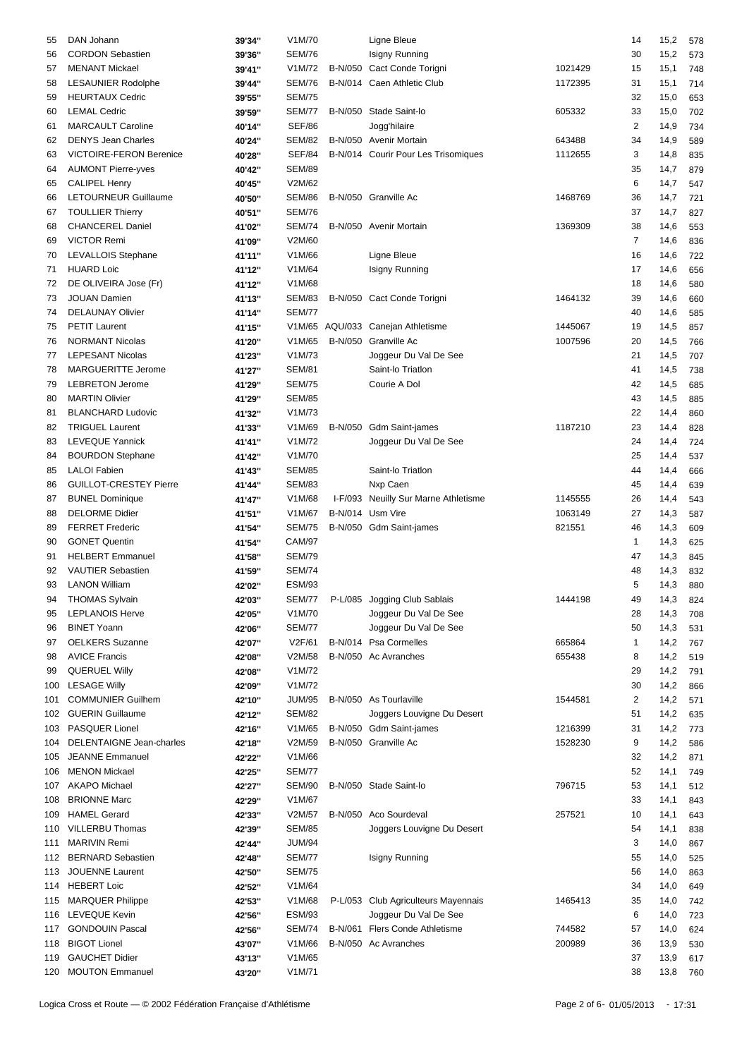| | | | | | | | | | |
|---|---|---|---|---|---|---|---|---|---|
| 55 | DAN Johann | 39'34'' | V1M/70 | | Ligne Bleue | | 14 | 15,2 | 578 |
| 56 | CORDON Sebastien | 39'36'' | SEM/76 | | Isigny Running | | 30 | 15,2 | 573 |
| 57 | MENANT Mickael | 39'41'' | V1M/72 | B-N/050 | Cact Conde Torigni | 1021429 | 15 | 15,1 | 748 |
| 58 | LESAUNIER Rodolphe | 39'44'' | SEM/76 | B-N/014 | Caen Athletic Club | 1172395 | 31 | 15,1 | 714 |
| 59 | HEURTAUX Cedric | 39'55'' | SEM/75 | | | | 32 | 15,0 | 653 |
| 60 | LEMAL Cedric | 39'59'' | SEM/77 | B-N/050 | Stade Saint-lo | 605332 | 33 | 15,0 | 702 |
| 61 | MARCAULT Caroline | 40'14'' | SEF/86 | | Jogg'hilaire | | 2 | 14,9 | 734 |
| 62 | DENYS Jean Charles | 40'24'' | SEM/82 | B-N/050 | Avenir Mortain | 643488 | 34 | 14,9 | 589 |
| 63 | VICTOIRE-FERON Berenice | 40'28'' | SEF/84 | B-N/014 | Courir Pour Les Trisomiques | 1112655 | 3 | 14,8 | 835 |
| 64 | AUMONT Pierre-yves | 40'42'' | SEM/89 | | | | 35 | 14,7 | 879 |
| 65 | CALIPEL Henry | 40'45'' | V2M/62 | | | | 6 | 14,7 | 547 |
| 66 | LETOURNEUR Guillaume | 40'50'' | SEM/86 | B-N/050 | Granville Ac | 1468769 | 36 | 14,7 | 721 |
| 67 | TOULLIER Thierry | 40'51'' | SEM/76 | | | | 37 | 14,7 | 827 |
| 68 | CHANCEREL Daniel | 41'02'' | SEM/74 | B-N/050 | Avenir Mortain | 1369309 | 38 | 14,6 | 553 |
| 69 | VICTOR Remi | 41'09'' | V2M/60 | | | | 7 | 14,6 | 836 |
| 70 | LEVALLOIS Stephane | 41'11'' | V1M/66 | | Ligne Bleue | | 16 | 14,6 | 722 |
| 71 | HUARD Loic | 41'12'' | V1M/64 | | Isigny Running | | 17 | 14,6 | 656 |
| 72 | DE OLIVEIRA Jose (Fr) | 41'12'' | V1M/68 | | | | 18 | 14,6 | 580 |
| 73 | JOUAN Damien | 41'13'' | SEM/83 | B-N/050 | Cact Conde Torigni | 1464132 | 39 | 14,6 | 660 |
| 74 | DELAUNAY Olivier | 41'14'' | SEM/77 | | | | 40 | 14,6 | 585 |
| 75 | PETIT Laurent | 41'15'' | V1M/65 | AQU/033 | Canejan Athletisme | 1445067 | 19 | 14,5 | 857 |
| 76 | NORMANT Nicolas | 41'20'' | V1M/65 | B-N/050 | Granville Ac | 1007596 | 20 | 14,5 | 766 |
| 77 | LEPESANT Nicolas | 41'23'' | V1M/73 | | Joggeur Du Val De See | | 21 | 14,5 | 707 |
| 78 | MARGUERITTE Jerome | 41'27'' | SEM/81 | | Saint-lo Triatlon | | 41 | 14,5 | 738 |
| 79 | LEBRETON Jerome | 41'29'' | SEM/75 | | Courie A Dol | | 42 | 14,5 | 685 |
| 80 | MARTIN Olivier | 41'29'' | SEM/85 | | | | 43 | 14,5 | 885 |
| 81 | BLANCHARD Ludovic | 41'32'' | V1M/73 | | | | 22 | 14,4 | 860 |
| 82 | TRIGUEL Laurent | 41'33'' | V1M/69 | B-N/050 | Gdm Saint-james | 1187210 | 23 | 14,4 | 828 |
| 83 | LEVEQUE Yannick | 41'41'' | V1M/72 | | Joggeur Du Val De See | | 24 | 14,4 | 724 |
| 84 | BOURDON Stephane | 41'42'' | V1M/70 | | | | 25 | 14,4 | 537 |
| 85 | LALOI Fabien | 41'43'' | SEM/85 | | Saint-lo Triatlon | | 44 | 14,4 | 666 |
| 86 | GUILLOT-CRESTEY Pierre | 41'44'' | SEM/83 | | Nxp Caen | | 45 | 14,4 | 639 |
| 87 | BUNEL Dominique | 41'47'' | V1M/68 | I-F/093 | Neuilly Sur Marne Athletisme | 1145555 | 26 | 14,4 | 543 |
| 88 | DELORME Didier | 41'51'' | V1M/67 | B-N/014 | Usm Vire | 1063149 | 27 | 14,3 | 587 |
| 89 | FERRET Frederic | 41'54'' | SEM/75 | B-N/050 | Gdm Saint-james | 821551 | 46 | 14,3 | 609 |
| 90 | GONET Quentin | 41'54'' | CAM/97 | | | | 1 | 14,3 | 625 |
| 91 | HELBERT Emmanuel | 41'58'' | SEM/79 | | | | 47 | 14,3 | 845 |
| 92 | VAUTIER Sebastien | 41'59'' | SEM/74 | | | | 48 | 14,3 | 832 |
| 93 | LANON William | 42'02'' | ESM/93 | | | | 5 | 14,3 | 880 |
| 94 | THOMAS Sylvain | 42'03'' | SEM/77 | P-L/085 | Jogging Club Sablais | 1444198 | 49 | 14,3 | 824 |
| 95 | LEPLANOIS Herve | 42'05'' | V1M/70 | | Joggeur Du Val De See | | 28 | 14,3 | 708 |
| 96 | BINET Yoann | 42'06'' | SEM/77 | | Joggeur Du Val De See | | 50 | 14,3 | 531 |
| 97 | OELKERS Suzanne | 42'07'' | V2F/61 | B-N/014 | Psa Cormelles | 665864 | 1 | 14,2 | 767 |
| 98 | AVICE Francis | 42'08'' | V2M/58 | B-N/050 | Ac Avranches | 655438 | 8 | 14,2 | 519 |
| 99 | QUERUEL Willy | 42'08'' | V1M/72 | | | | 29 | 14,2 | 791 |
| 100 | LESAGE Willy | 42'09'' | V1M/72 | | | | 30 | 14,2 | 866 |
| 101 | COMMUNIER Guilhem | 42'10'' | JUM/95 | B-N/050 | As Tourlaville | 1544581 | 2 | 14,2 | 571 |
| 102 | GUERIN Guillaume | 42'12'' | SEM/82 | | Joggers Louvigne Du Desert | | 51 | 14,2 | 635 |
| 103 | PASQUER Lionel | 42'16'' | V1M/65 | B-N/050 | Gdm Saint-james | 1216399 | 31 | 14,2 | 773 |
| 104 | DELENTAIGNE Jean-charles | 42'18'' | V2M/59 | B-N/050 | Granville Ac | 1528230 | 9 | 14,2 | 586 |
| 105 | JEANNE Emmanuel | 42'22'' | V1M/66 | | | | 32 | 14,2 | 871 |
| 106 | MENON Mickael | 42'25'' | SEM/77 | | | | 52 | 14,1 | 749 |
| 107 | AKAPO Michael | 42'27'' | SEM/90 | B-N/050 | Stade Saint-lo | 796715 | 53 | 14,1 | 512 |
| 108 | BRIONNE Marc | 42'29'' | V1M/67 | | | | 33 | 14,1 | 843 |
| 109 | HAMEL Gerard | 42'33'' | V2M/57 | B-N/050 | Aco Sourdeval | 257521 | 10 | 14,1 | 643 |
| 110 | VILLERBU Thomas | 42'39'' | SEM/85 | | Joggers Louvigne Du Desert | | 54 | 14,1 | 838 |
| 111 | MARIVIN Remi | 42'44'' | JUM/94 | | | | 3 | 14,0 | 867 |
| 112 | BERNARD Sebastien | 42'48'' | SEM/77 | | Isigny Running | | 55 | 14,0 | 525 |
| 113 | JOUENNE Laurent | 42'50'' | SEM/75 | | | | 56 | 14,0 | 863 |
| 114 | HEBERT Loic | 42'52'' | V1M/64 | | | | 34 | 14,0 | 649 |
| 115 | MARQUER Philippe | 42'53'' | V1M/68 | P-L/053 | Club Agriculteurs Mayennais | 1465413 | 35 | 14,0 | 742 |
| 116 | LEVEQUE Kevin | 42'56'' | ESM/93 | | Joggeur Du Val De See | | 6 | 14,0 | 723 |
| 117 | GONDOUIN Pascal | 42'56'' | SEM/74 | B-N/061 | Flers Conde Athletisme | 744582 | 57 | 14,0 | 624 |
| 118 | BIGOT Lionel | 43'07'' | V1M/66 | B-N/050 | Ac Avranches | 200989 | 36 | 13,9 | 530 |
| 119 | GAUCHET Didier | 43'13'' | V1M/65 | | | | 37 | 13,9 | 617 |
| 120 | MOUTON Emmanuel | 43'20'' | V1M/71 | | | | 38 | 13,8 | 760 |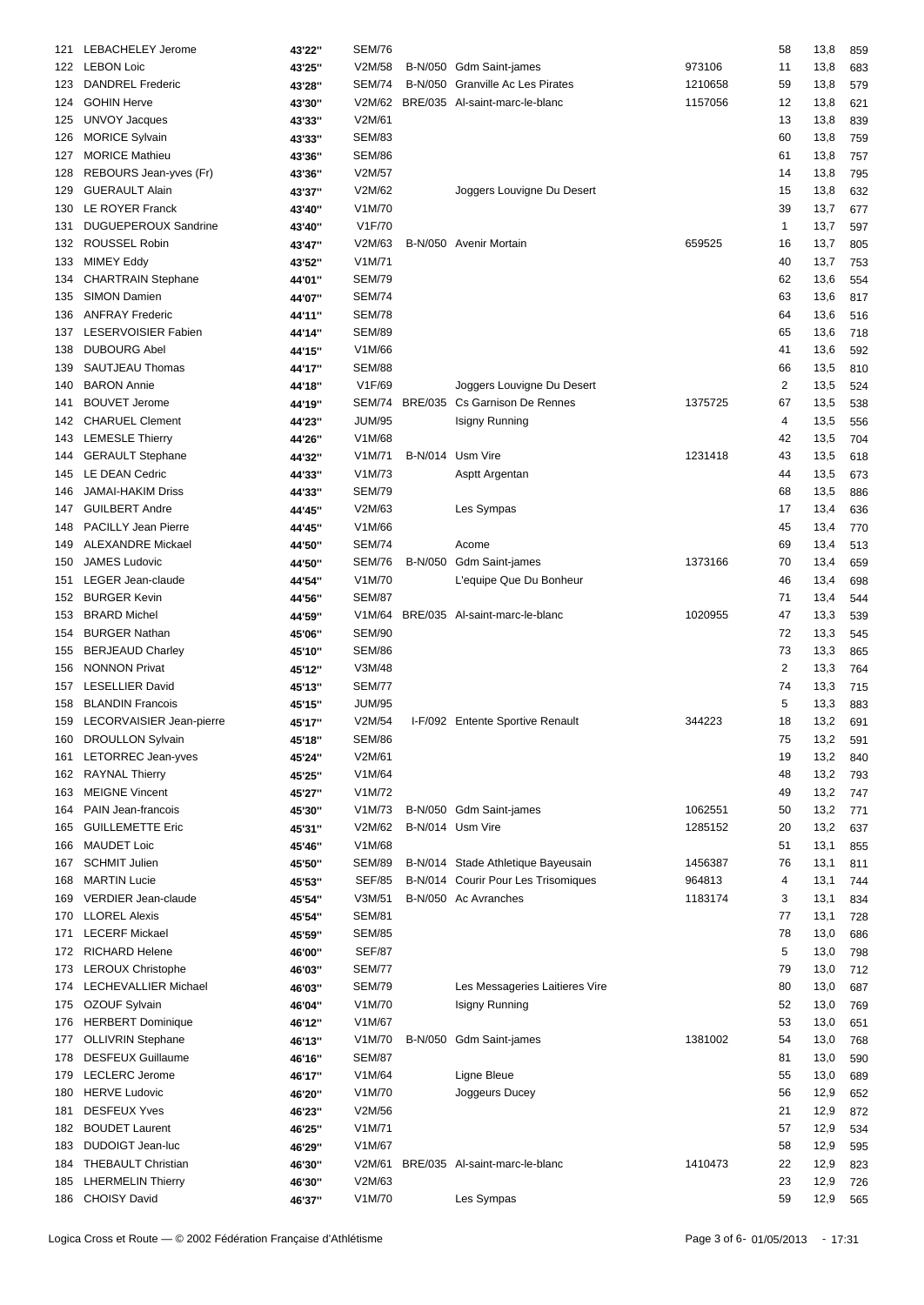| | | | | | | | | | | |
|---|---|---|---|---|---|---|---|---|---|---|
| 121 | LEBACHELEY Jerome | 43'22'' | SEM/76 | | | | | 58 | 13,8 | 859 |
| 122 | LEBON Loic | 43'25'' | V2M/58 | B-N/050 | Gdm Saint-james | | 973106 | 11 | 13,8 | 683 |
| 123 | DANDREL Frederic | 43'28'' | SEM/74 | B-N/050 | Granville Ac Les Pirates | | 1210658 | 59 | 13,8 | 579 |
| 124 | GOHIN Herve | 43'30'' | V2M/62 | BRE/035 | Al-saint-marc-le-blanc | | 1157056 | 12 | 13,8 | 621 |
| 125 | UNVOY Jacques | 43'33'' | V2M/61 | | | | | 13 | 13,8 | 839 |
| 126 | MORICE Sylvain | 43'33'' | SEM/83 | | | | | 60 | 13,8 | 759 |
| 127 | MORICE Mathieu | 43'36'' | SEM/86 | | | | | 61 | 13,8 | 757 |
| 128 | REBOURS Jean-yves (Fr) | 43'36'' | V2M/57 | | | | | 14 | 13,8 | 795 |
| 129 | GUERAULT Alain | 43'37'' | V2M/62 | | Joggers Louvigne Du Desert | | | 15 | 13,8 | 632 |
| 130 | LE ROYER Franck | 43'40'' | V1M/70 | | | | | 39 | 13,7 | 677 |
| 131 | DUGUEPEROUX Sandrine | 43'40'' | V1F/70 | | | | | 1 | 13,7 | 597 |
| 132 | ROUSSEL Robin | 43'47'' | V2M/63 | B-N/050 | Avenir Mortain | | 659525 | 16 | 13,7 | 805 |
| 133 | MIMEY Eddy | 43'52'' | V1M/71 | | | | | 40 | 13,7 | 753 |
| 134 | CHARTRAIN Stephane | 44'01'' | SEM/79 | | | | | 62 | 13,6 | 554 |
| 135 | SIMON Damien | 44'07'' | SEM/74 | | | | | 63 | 13,6 | 817 |
| 136 | ANFRAY Frederic | 44'11'' | SEM/78 | | | | | 64 | 13,6 | 516 |
| 137 | LESERVOISIER Fabien | 44'14'' | SEM/89 | | | | | 65 | 13,6 | 718 |
| 138 | DUBOURG Abel | 44'15'' | V1M/66 | | | | | 41 | 13,6 | 592 |
| 139 | SAUTJEAU Thomas | 44'17'' | SEM/88 | | | | | 66 | 13,5 | 810 |
| 140 | BARON Annie | 44'18'' | V1F/69 | | Joggers Louvigne Du Desert | | | 2 | 13,5 | 524 |
| 141 | BOUVET Jerome | 44'19'' | SEM/74 | BRE/035 | Cs Garnison De Rennes | | 1375725 | 67 | 13,5 | 538 |
| 142 | CHARUEL Clement | 44'23'' | JUM/95 | | Isigny Running | | | 4 | 13,5 | 556 |
| 143 | LEMESLE Thierry | 44'26'' | V1M/68 | | | | | 42 | 13,5 | 704 |
| 144 | GERAULT Stephane | 44'32'' | V1M/71 | B-N/014 | Usm Vire | | 1231418 | 43 | 13,5 | 618 |
| 145 | LE DEAN Cedric | 44'33'' | V1M/73 | | Asptt Argentan | | | 44 | 13,5 | 673 |
| 146 | JAMAI-HAKIM Driss | 44'33'' | SEM/79 | | | | | 68 | 13,5 | 886 |
| 147 | GUILBERT Andre | 44'45'' | V2M/63 | | Les Sympas | | | 17 | 13,4 | 636 |
| 148 | PACILLY Jean Pierre | 44'45'' | V1M/66 | | | | | 45 | 13,4 | 770 |
| 149 | ALEXANDRE Mickael | 44'50'' | SEM/74 | | Acome | | | 69 | 13,4 | 513 |
| 150 | JAMES Ludovic | 44'50'' | SEM/76 | B-N/050 | Gdm Saint-james | | 1373166 | 70 | 13,4 | 659 |
| 151 | LEGER Jean-claude | 44'54'' | V1M/70 | | L'equipe Que Du Bonheur | | | 46 | 13,4 | 698 |
| 152 | BURGER Kevin | 44'56'' | SEM/87 | | | | | 71 | 13,4 | 544 |
| 153 | BRARD Michel | 44'59'' | V1M/64 | BRE/035 | Al-saint-marc-le-blanc | | 1020955 | 47 | 13,3 | 539 |
| 154 | BURGER Nathan | 45'06'' | SEM/90 | | | | | 72 | 13,3 | 545 |
| 155 | BERJEAUD Charley | 45'10'' | SEM/86 | | | | | 73 | 13,3 | 865 |
| 156 | NONNON Privat | 45'12'' | V3M/48 | | | | | 2 | 13,3 | 764 |
| 157 | LESELLIER David | 45'13'' | SEM/77 | | | | | 74 | 13,3 | 715 |
| 158 | BLANDIN Francois | 45'15'' | JUM/95 | | | | | 5 | 13,3 | 883 |
| 159 | LECORVAISIER Jean-pierre | 45'17'' | V2M/54 | I-F/092 | Entente Sportive Renault | | 344223 | 18 | 13,2 | 691 |
| 160 | DROULLON Sylvain | 45'18'' | SEM/86 | | | | | 75 | 13,2 | 591 |
| 161 | LETORREC Jean-yves | 45'24'' | V2M/61 | | | | | 19 | 13,2 | 840 |
| 162 | RAYNAL Thierry | 45'25'' | V1M/64 | | | | | 48 | 13,2 | 793 |
| 163 | MEIGNE Vincent | 45'27'' | V1M/72 | | | | | 49 | 13,2 | 747 |
| 164 | PAIN Jean-francois | 45'30'' | V1M/73 | B-N/050 | Gdm Saint-james | | 1062551 | 50 | 13,2 | 771 |
| 165 | GUILLEMETTE Eric | 45'31'' | V2M/62 | B-N/014 | Usm Vire | | 1285152 | 20 | 13,2 | 637 |
| 166 | MAUDET Loic | 45'46'' | V1M/68 | | | | | 51 | 13,1 | 855 |
| 167 | SCHMIT Julien | 45'50'' | SEM/89 | B-N/014 | Stade Athletique Bayeusain | | 1456387 | 76 | 13,1 | 811 |
| 168 | MARTIN Lucie | 45'53'' | SEF/85 | B-N/014 | Courir Pour Les Trisomiques | | 964813 | 4 | 13,1 | 744 |
| 169 | VERDIER Jean-claude | 45'54'' | V3M/51 | B-N/050 | Ac Avranches | | 1183174 | 3 | 13,1 | 834 |
| 170 | LLOREL Alexis | 45'54'' | SEM/81 | | | | | 77 | 13,1 | 728 |
| 171 | LECERF Mickael | 45'59'' | SEM/85 | | | | | 78 | 13,0 | 686 |
| 172 | RICHARD Helene | 46'00'' | SEF/87 | | | | | 5 | 13,0 | 798 |
| 173 | LEROUX Christophe | 46'03'' | SEM/77 | | | | | 79 | 13,0 | 712 |
| 174 | LECHEVALLIER Michael | 46'03'' | SEM/79 | | Les Messageries Laitieres Vire | | | 80 | 13,0 | 687 |
| 175 | OZOUF Sylvain | 46'04'' | V1M/70 | | Isigny Running | | | 52 | 13,0 | 769 |
| 176 | HERBERT Dominique | 46'12'' | V1M/67 | | | | | 53 | 13,0 | 651 |
| 177 | OLLIVRIN Stephane | 46'13'' | V1M/70 | B-N/050 | Gdm Saint-james | | 1381002 | 54 | 13,0 | 768 |
| 178 | DESFEUX Guillaume | 46'16'' | SEM/87 | | | | | 81 | 13,0 | 590 |
| 179 | LECLERC Jerome | 46'17'' | V1M/64 | | Ligne Bleue | | | 55 | 13,0 | 689 |
| 180 | HERVE Ludovic | 46'20'' | V1M/70 | | Joggeurs Ducey | | | 56 | 12,9 | 652 |
| 181 | DESFEUX Yves | 46'23'' | V2M/56 | | | | | 21 | 12,9 | 872 |
| 182 | BOUDET Laurent | 46'25'' | V1M/71 | | | | | 57 | 12,9 | 534 |
| 183 | DUDOIGT Jean-luc | 46'29'' | V1M/67 | | | | | 58 | 12,9 | 595 |
| 184 | THEBAULT Christian | 46'30'' | V2M/61 | BRE/035 | Al-saint-marc-le-blanc | | 1410473 | 22 | 12,9 | 823 |
| 185 | LHERMELIN Thierry | 46'30'' | V2M/63 | | | | | 23 | 12,9 | 726 |
| 186 | CHOISY David | 46'37'' | V1M/70 | | Les Sympas | | | 59 | 12,9 | 565 |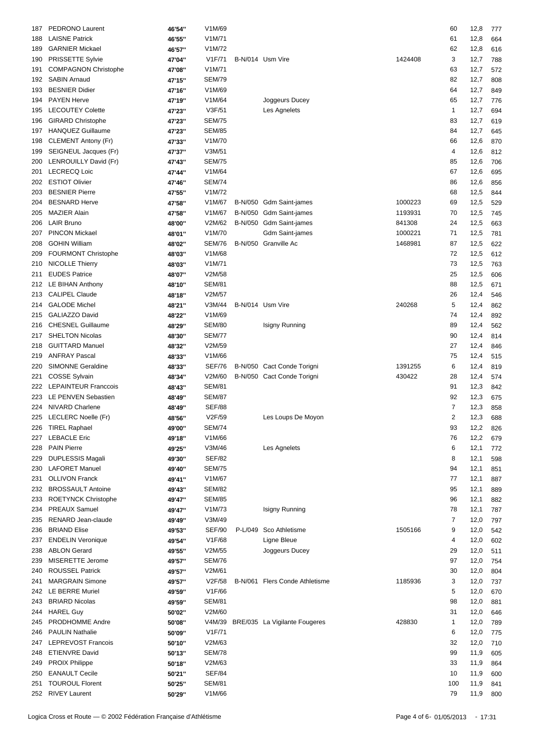| | | | | | | | | | | |
|---|---|---|---|---|---|---|---|---|---|---|
| 187 | PEDRONO Laurent | 46'54'' | V1M/69 | | | | 60 | 12,8 | 777 |
| 188 | LAISNE Patrick | 46'55'' | V1M/71 | | | | 61 | 12,8 | 664 |
| 189 | GARNIER Mickael | 46'57'' | V1M/72 | | | | 62 | 12,8 | 616 |
| 190 | PRISSETTE Sylvie | 47'04'' | V1F/71 | B-N/014 | Usm Vire | 1424408 | 3 | 12,7 | 788 |
| 191 | COMPAGNON Christophe | 47'08'' | V1M/71 | | | | 63 | 12,7 | 572 |
| 192 | SABIN Arnaud | 47'15'' | SEM/79 | | | | 82 | 12,7 | 808 |
| 193 | BESNIER Didier | 47'16'' | V1M/69 | | | | 64 | 12,7 | 849 |
| 194 | PAYEN Herve | 47'19'' | V1M/64 | | Joggeurs Ducey | | 65 | 12,7 | 776 |
| 195 | LECOUTEY Colette | 47'23'' | V3F/51 | | Les Agnelets | | 1 | 12,7 | 694 |
| 196 | GIRARD Christophe | 47'23'' | SEM/75 | | | | 83 | 12,7 | 619 |
| 197 | HANQUEZ Guillaume | 47'23'' | SEM/85 | | | | 84 | 12,7 | 645 |
| 198 | CLEMENT Antony (Fr) | 47'33'' | V1M/70 | | | | 66 | 12,6 | 870 |
| 199 | SEIGNEUL Jacques (Fr) | 47'37'' | V3M/51 | | | | 4 | 12,6 | 812 |
| 200 | LENROUILLY David (Fr) | 47'43'' | SEM/75 | | | | 85 | 12,6 | 706 |
| 201 | LECRECQ Loic | 47'44'' | V1M/64 | | | | 67 | 12,6 | 695 |
| 202 | ESTIOT Olivier | 47'46'' | SEM/74 | | | | 86 | 12,6 | 856 |
| 203 | BESNIER Pierre | 47'55'' | V1M/72 | | | | 68 | 12,5 | 844 |
| 204 | BESNARD Herve | 47'58'' | V1M/67 | B-N/050 | Gdm Saint-james | 1000223 | 69 | 12,5 | 529 |
| 205 | MAZIER Alain | 47'58'' | V1M/67 | B-N/050 | Gdm Saint-james | 1193931 | 70 | 12,5 | 745 |
| 206 | LAIR Bruno | 48'00'' | V2M/62 | B-N/050 | Gdm Saint-james | 841308 | 24 | 12,5 | 663 |
| 207 | PINCON Mickael | 48'01'' | V1M/70 | | Gdm Saint-james | 1000221 | 71 | 12,5 | 781 |
| 208 | GOHIN William | 48'02'' | SEM/76 | B-N/050 | Granville Ac | 1468981 | 87 | 12,5 | 622 |
| 209 | FOURMONT Christophe | 48'03'' | V1M/68 | | | | 72 | 12,5 | 612 |
| 210 | NICOLLE Thierry | 48'03'' | V1M/71 | | | | 73 | 12,5 | 763 |
| 211 | EUDES Patrice | 48'07'' | V2M/58 | | | | 25 | 12,5 | 606 |
| 212 | LE BIHAN Anthony | 48'10'' | SEM/81 | | | | 88 | 12,5 | 671 |
| 213 | CALIPEL Claude | 48'18'' | V2M/57 | | | | 26 | 12,4 | 546 |
| 214 | GALODE Michel | 48'21'' | V3M/44 | B-N/014 | Usm Vire | 240268 | 5 | 12,4 | 862 |
| 215 | GALIAZZO David | 48'22'' | V1M/69 | | | | 74 | 12,4 | 892 |
| 216 | CHESNEL Guillaume | 48'29'' | SEM/80 | | Isigny Running | | 89 | 12,4 | 562 |
| 217 | SHELTON Nicolas | 48'30'' | SEM/77 | | | | 90 | 12,4 | 814 |
| 218 | GUITTARD Manuel | 48'32'' | V2M/59 | | | | 27 | 12,4 | 846 |
| 219 | ANFRAY Pascal | 48'33'' | V1M/66 | | | | 75 | 12,4 | 515 |
| 220 | SIMONNE Geraldine | 48'33'' | SEF/76 | B-N/050 | Cact Conde Torigni | 1391255 | 6 | 12,4 | 819 |
| 221 | COSSE Sylvain | 48'34'' | V2M/60 | B-N/050 | Cact Conde Torigni | 430422 | 28 | 12,4 | 574 |
| 222 | LEPAINTEUR Franccois | 48'43'' | SEM/81 | | | | 91 | 12,3 | 842 |
| 223 | LE PENVEN Sebastien | 48'49'' | SEM/87 | | | | 92 | 12,3 | 675 |
| 224 | NIVARD Charlene | 48'49'' | SEF/88 | | | | 7 | 12,3 | 858 |
| 225 | LECLERC Noelle (Fr) | 48'56'' | V2F/59 | | Les Loups De Moyon | | 2 | 12,3 | 688 |
| 226 | TIREL Raphael | 49'00'' | SEM/74 | | | | 93 | 12,2 | 826 |
| 227 | LEBACLE Eric | 49'18'' | V1M/66 | | | | 76 | 12,2 | 679 |
| 228 | PAIN Pierre | 49'25'' | V3M/46 | | Les Agnelets | | 6 | 12,1 | 772 |
| 229 | DUPLESSIS Magali | 49'30'' | SEF/82 | | | | 8 | 12,1 | 598 |
| 230 | LAFORET Manuel | 49'40'' | SEM/75 | | | | 94 | 12,1 | 851 |
| 231 | OLLIVON Franck | 49'41'' | V1M/67 | | | | 77 | 12,1 | 887 |
| 232 | BROSSAULT Antoine | 49'43'' | SEM/82 | | | | 95 | 12,1 | 889 |
| 233 | ROETYNCK Christophe | 49'47'' | SEM/85 | | | | 96 | 12,1 | 882 |
| 234 | PREAUX Samuel | 49'47'' | V1M/73 | | Isigny Running | | 78 | 12,1 | 787 |
| 235 | RENARD Jean-claude | 49'49'' | V3M/49 | | | | 7 | 12,0 | 797 |
| 236 | BRIAND Elise | 49'53'' | SEF/90 | P-L/049 | Sco Athletisme | 1505166 | 9 | 12,0 | 542 |
| 237 | ENDELIN Veronique | 49'54'' | V1F/68 | | Ligne Bleue | | 4 | 12,0 | 602 |
| 238 | ABLON Gerard | 49'55'' | V2M/55 | | Joggeurs Ducey | | 29 | 12,0 | 511 |
| 239 | MISERETTE Jerome | 49'57'' | SEM/76 | | | | 97 | 12,0 | 754 |
| 240 | ROUSSEL Patrick | 49'57'' | V2M/61 | | | | 30 | 12,0 | 804 |
| 241 | MARGRAIN Simone | 49'57'' | V2F/58 | B-N/061 | Flers Conde Athletisme | 1185936 | 3 | 12,0 | 737 |
| 242 | LE BERRE Muriel | 49'59'' | V1F/66 | | | | 5 | 12,0 | 670 |
| 243 | BRIARD Nicolas | 49'59'' | SEM/81 | | | | 98 | 12,0 | 881 |
| 244 | HAREL Guy | 50'02'' | V2M/60 | | | | 31 | 12,0 | 646 |
| 245 | PRODHOMME Andre | 50'08'' | V4M/39 | BRE/035 | La Vigilante Fougeres | 428830 | 1 | 12,0 | 789 |
| 246 | PAULIN Nathalie | 50'09'' | V1F/71 | | | | 6 | 12,0 | 775 |
| 247 | LEPREVOST Francois | 50'10'' | V2M/63 | | | | 32 | 12,0 | 710 |
| 248 | ETIENVRE David | 50'13'' | SEM/78 | | | | 99 | 11,9 | 605 |
| 249 | PROIX Philippe | 50'18'' | V2M/63 | | | | 33 | 11,9 | 864 |
| 250 | EANAULT Cecile | 50'21'' | SEF/84 | | | | 10 | 11,9 | 600 |
| 251 | TOUROUL Florent | 50'25'' | SEM/81 | | | | 100 | 11,9 | 841 |
| 252 | RIVEY Laurent | 50'29'' | V1M/66 | | | | 79 | 11,9 | 800 |

Logica Cross et Route — © 2002 Fédération Française d'Athlétisme

Page 4 of 6- 01/05/2013 - 17:31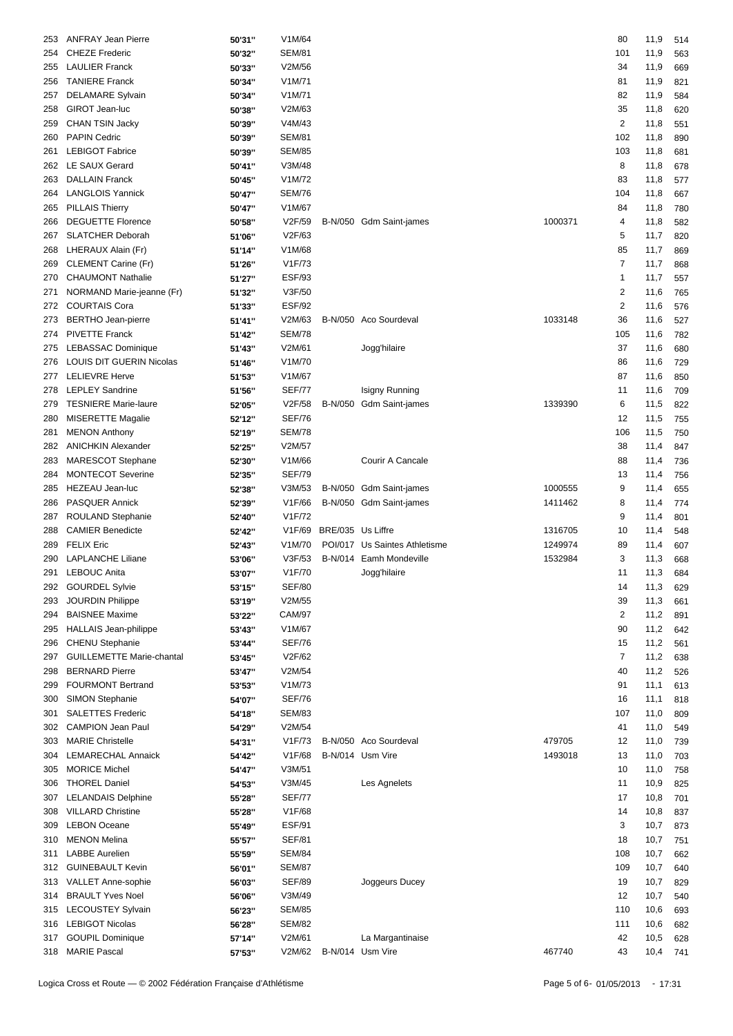| | | | | | | | | | |
|---|---|---|---|---|---|---|---|---|---|
| 253 | ANFRAY Jean Pierre | 50'31'' | V1M/64 | | | | 80 | 11,9 | 514 |
| 254 | CHEZE Frederic | 50'32'' | SEM/81 | | | | 101 | 11,9 | 563 |
| 255 | LAULIER Franck | 50'33'' | V2M/56 | | | | 34 | 11,9 | 669 |
| 256 | TANIERE Franck | 50'34'' | V1M/71 | | | | 81 | 11,9 | 821 |
| 257 | DELAMARE Sylvain | 50'34'' | V1M/71 | | | | 82 | 11,9 | 584 |
| 258 | GIROT Jean-luc | 50'38'' | V2M/63 | | | | 35 | 11,8 | 620 |
| 259 | CHAN TSIN Jacky | 50'39'' | V4M/43 | | | | 2 | 11,8 | 551 |
| 260 | PAPIN Cedric | 50'39'' | SEM/81 | | | | 102 | 11,8 | 890 |
| 261 | LEBIGOT Fabrice | 50'39'' | SEM/85 | | | | 103 | 11,8 | 681 |
| 262 | LE SAUX Gerard | 50'41'' | V3M/48 | | | | 8 | 11,8 | 678 |
| 263 | DALLAIN Franck | 50'45'' | V1M/72 | | | | 83 | 11,8 | 577 |
| 264 | LANGLOIS Yannick | 50'47'' | SEM/76 | | | | 104 | 11,8 | 667 |
| 265 | PILLAIS Thierry | 50'47'' | V1M/67 | | | | 84 | 11,8 | 780 |
| 266 | DEGUETTE Florence | 50'58'' | V2F/59 | B-N/050 | Gdm Saint-james | 1000371 | 4 | 11,8 | 582 |
| 267 | SLATCHER Deborah | 51'06'' | V2F/63 | | | | 5 | 11,7 | 820 |
| 268 | LHERAUX Alain (Fr) | 51'14'' | V1M/68 | | | | 85 | 11,7 | 869 |
| 269 | CLEMENT Carine (Fr) | 51'26'' | V1F/73 | | | | 7 | 11,7 | 868 |
| 270 | CHAUMONT Nathalie | 51'27'' | ESF/93 | | | | 1 | 11,7 | 557 |
| 271 | NORMAND Marie-jeanne (Fr) | 51'32'' | V3F/50 | | | | 2 | 11,6 | 765 |
| 272 | COURTAIS Cora | 51'33'' | ESF/92 | | | | 2 | 11,6 | 576 |
| 273 | BERTHO Jean-pierre | 51'41'' | V2M/63 | B-N/050 | Aco Sourdeval | 1033148 | 36 | 11,6 | 527 |
| 274 | PIVETTE Franck | 51'42'' | SEM/78 | | | | 105 | 11,6 | 782 |
| 275 | LEBASSAC Dominique | 51'43'' | V2M/61 | | Jogg'hilaire | | 37 | 11,6 | 680 |
| 276 | LOUIS DIT GUERIN Nicolas | 51'46'' | V1M/70 | | | | 86 | 11,6 | 729 |
| 277 | LELIEVRE Herve | 51'53'' | V1M/67 | | | | 87 | 11,6 | 850 |
| 278 | LEPLEY Sandrine | 51'56'' | SEF/77 | | Isigny Running | | 11 | 11,6 | 709 |
| 279 | TESNIERE Marie-laure | 52'05'' | V2F/58 | B-N/050 | Gdm Saint-james | 1339390 | 6 | 11,5 | 822 |
| 280 | MISERETTE Magalie | 52'12'' | SEF/76 | | | | 12 | 11,5 | 755 |
| 281 | MENON Anthony | 52'19'' | SEM/78 | | | | 106 | 11,5 | 750 |
| 282 | ANICHKIN Alexander | 52'25'' | V2M/57 | | | | 38 | 11,4 | 847 |
| 283 | MARESCOT Stephane | 52'30'' | V1M/66 | | Courir A Cancale | | 88 | 11,4 | 736 |
| 284 | MONTECOT Severine | 52'35'' | SEF/79 | | | | 13 | 11,4 | 756 |
| 285 | HEZEAU Jean-luc | 52'38'' | V3M/53 | B-N/050 | Gdm Saint-james | 1000555 | 9 | 11,4 | 655 |
| 286 | PASQUER Annick | 52'39'' | V1F/66 | B-N/050 | Gdm Saint-james | 1411462 | 8 | 11,4 | 774 |
| 287 | ROULAND Stephanie | 52'40'' | V1F/72 | | | | 9 | 11,4 | 801 |
| 288 | CAMIER Benedicte | 52'42'' | V1F/69 | BRE/035 | Us Liffre | 1316705 | 10 | 11,4 | 548 |
| 289 | FELIX Eric | 52'43'' | V1M/70 | POI/017 | Us Saintes Athletisme | 1249974 | 89 | 11,4 | 607 |
| 290 | LAPLANCHE Liliane | 53'06'' | V3F/53 | B-N/014 | Eamh Mondeville | 1532984 | 3 | 11,3 | 668 |
| 291 | LEBOUC Anita | 53'07'' | V1F/70 | | Jogg'hilaire | | 11 | 11,3 | 684 |
| 292 | GOURDEL Sylvie | 53'15'' | SEF/80 | | | | 14 | 11,3 | 629 |
| 293 | JOURDIN Philippe | 53'19'' | V2M/55 | | | | 39 | 11,3 | 661 |
| 294 | BAISNEE Maxime | 53'22'' | CAM/97 | | | | 2 | 11,2 | 891 |
| 295 | HALLAIS Jean-philippe | 53'43'' | V1M/67 | | | | 90 | 11,2 | 642 |
| 296 | CHENU Stephanie | 53'44'' | SEF/76 | | | | 15 | 11,2 | 561 |
| 297 | GUILLEMETTE Marie-chantal | 53'45'' | V2F/62 | | | | 7 | 11,2 | 638 |
| 298 | BERNARD Pierre | 53'47'' | V2M/54 | | | | 40 | 11,2 | 526 |
| 299 | FOURMONT Bertrand | 53'53'' | V1M/73 | | | | 91 | 11,1 | 613 |
| 300 | SIMON Stephanie | 54'07'' | SEF/76 | | | | 16 | 11,1 | 818 |
| 301 | SALETTES Frederic | 54'18'' | SEM/83 | | | | 107 | 11,0 | 809 |
| 302 | CAMPION Jean Paul | 54'29'' | V2M/54 | | | | 41 | 11,0 | 549 |
| 303 | MARIE Christelle | 54'31'' | V1F/73 | B-N/050 | Aco Sourdeval | 479705 | 12 | 11,0 | 739 |
| 304 | LEMARECHAL Annaick | 54'42'' | V1F/68 | B-N/014 | Usm Vire | 1493018 | 13 | 11,0 | 703 |
| 305 | MORICE Michel | 54'47'' | V3M/51 | | | | 10 | 11,0 | 758 |
| 306 | THOREL Daniel | 54'53'' | V3M/45 | | Les Agnelets | | 11 | 10,9 | 825 |
| 307 | LELANDAIS Delphine | 55'28'' | SEF/77 | | | | 17 | 10,8 | 701 |
| 308 | VILLARD Christine | 55'28'' | V1F/68 | | | | 14 | 10,8 | 837 |
| 309 | LEBON Oceane | 55'49'' | ESF/91 | | | | 3 | 10,7 | 873 |
| 310 | MENON Melina | 55'57'' | SEF/81 | | | | 18 | 10,7 | 751 |
| 311 | LABBE Aurelien | 55'59'' | SEM/84 | | | | 108 | 10,7 | 662 |
| 312 | GUINEBAULT Kevin | 56'01'' | SEM/87 | | | | 109 | 10,7 | 640 |
| 313 | VALLET Anne-sophie | 56'03'' | SEF/89 | | Joggeurs Ducey | | 19 | 10,7 | 829 |
| 314 | BRAULT Yves Noel | 56'06'' | V3M/49 | | | | 12 | 10,7 | 540 |
| 315 | LECOUSTEY Sylvain | 56'23'' | SEM/85 | | | | 110 | 10,6 | 693 |
| 316 | LEBIGOT Nicolas | 56'28'' | SEM/82 | | | | 111 | 10,6 | 682 |
| 317 | GOUPIL Dominique | 57'14'' | V2M/61 | | La Margantinaise | | 42 | 10,5 | 628 |
| 318 | MARIE Pascal | 57'53'' | V2M/62 | B-N/014 | Usm Vire | 467740 | 43 | 10,4 | 741 |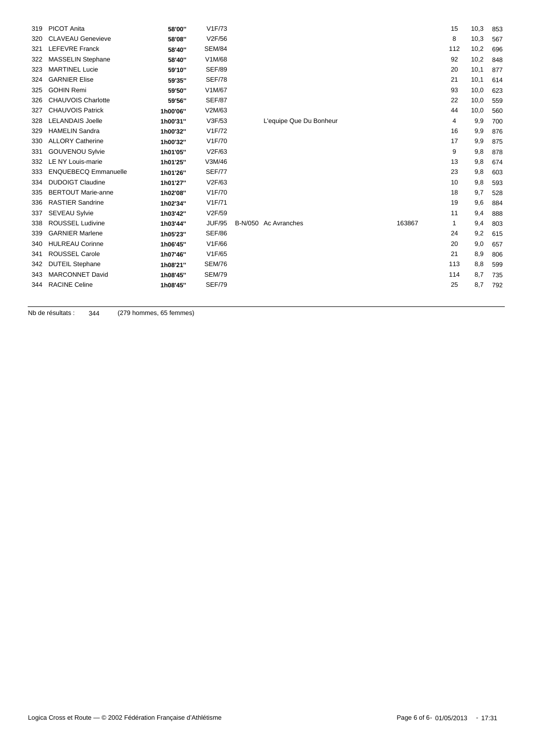| | | | | | | | | | |
|---|---|---|---|---|---|---|---|---|---|
| 319 | PICOT Anita | **58'00''** | V1F/73 | | | | 15 | 10,3 | 853 |
| 320 | CLAVEAU Genevieve | **58'08''** | V2F/56 | | | | 8 | 10,3 | 567 |
| 321 | LEFEVRE Franck | **58'40''** | SEM/84 | | | | 112 | 10,2 | 696 |
| 322 | MASSELIN Stephane | **58'40''** | V1M/68 | | | | 92 | 10,2 | 848 |
| 323 | MARTINEL Lucie | **59'10''** | SEF/89 | | | | 20 | 10,1 | 877 |
| 324 | GARNIER Elise | **59'35''** | SEF/78 | | | | 21 | 10,1 | 614 |
| 325 | GOHIN Remi | **59'50''** | V1M/67 | | | | 93 | 10,0 | 623 |
| 326 | CHAUVOIS Charlotte | **59'56''** | SEF/87 | | | | 22 | 10,0 | 559 |
| 327 | CHAUVOIS Patrick | **1h00'06''** | V2M/63 | | | | 44 | 10,0 | 560 |
| 328 | LELANDAIS Joelle | **1h00'31''** | V3F/53 | | L'equipe Que Du Bonheur | | 4 | 9,9 | 700 |
| 329 | HAMELIN Sandra | **1h00'32''** | V1F/72 | | | | 16 | 9,9 | 876 |
| 330 | ALLORY Catherine | **1h00'32''** | V1F/70 | | | | 17 | 9,9 | 875 |
| 331 | GOUVENOU Sylvie | **1h01'05''** | V2F/63 | | | | 9 | 9,8 | 878 |
| 332 | LE NY Louis-marie | **1h01'25''** | V3M/46 | | | | 13 | 9,8 | 674 |
| 333 | ENQUEBECQ Emmanuelle | **1h01'26''** | SEF/77 | | | | 23 | 9,8 | 603 |
| 334 | DUDOIGT Claudine | **1h01'27''** | V2F/63 | | | | 10 | 9,8 | 593 |
| 335 | BERTOUT Marie-anne | **1h02'08''** | V1F/70 | | | | 18 | 9,7 | 528 |
| 336 | RASTIER Sandrine | **1h02'34''** | V1F/71 | | | | 19 | 9,6 | 884 |
| 337 | SEVEAU Sylvie | **1h03'42''** | V2F/59 | | | | 11 | 9,4 | 888 |
| 338 | ROUSSEL Ludivine | **1h03'44''** | JUF/95 | B-N/050 | Ac Avranches | 163867 | 1 | 9,4 | 803 |
| 339 | GARNIER Marlene | **1h05'23''** | SEF/86 | | | | 24 | 9,2 | 615 |
| 340 | HULREAU Corinne | **1h06'45''** | V1F/66 | | | | 20 | 9,0 | 657 |
| 341 | ROUSSEL Carole | **1h07'46''** | V1F/65 | | | | 21 | 8,9 | 806 |
| 342 | DUTEIL Stephane | **1h08'21''** | SEM/76 | | | | 113 | 8,8 | 599 |
| 343 | MARCONNET David | **1h08'45''** | SEM/79 | | | | 114 | 8,7 | 735 |
| 344 | RACINE Celine | **1h08'45''** | SEF/79 | | | | 25 | 8,7 | 792 |

Nb de résultats : 344 (279 hommes, 65 femmes)

Logica Cross et Route — © 2002 Fédération Française d'Athlétisme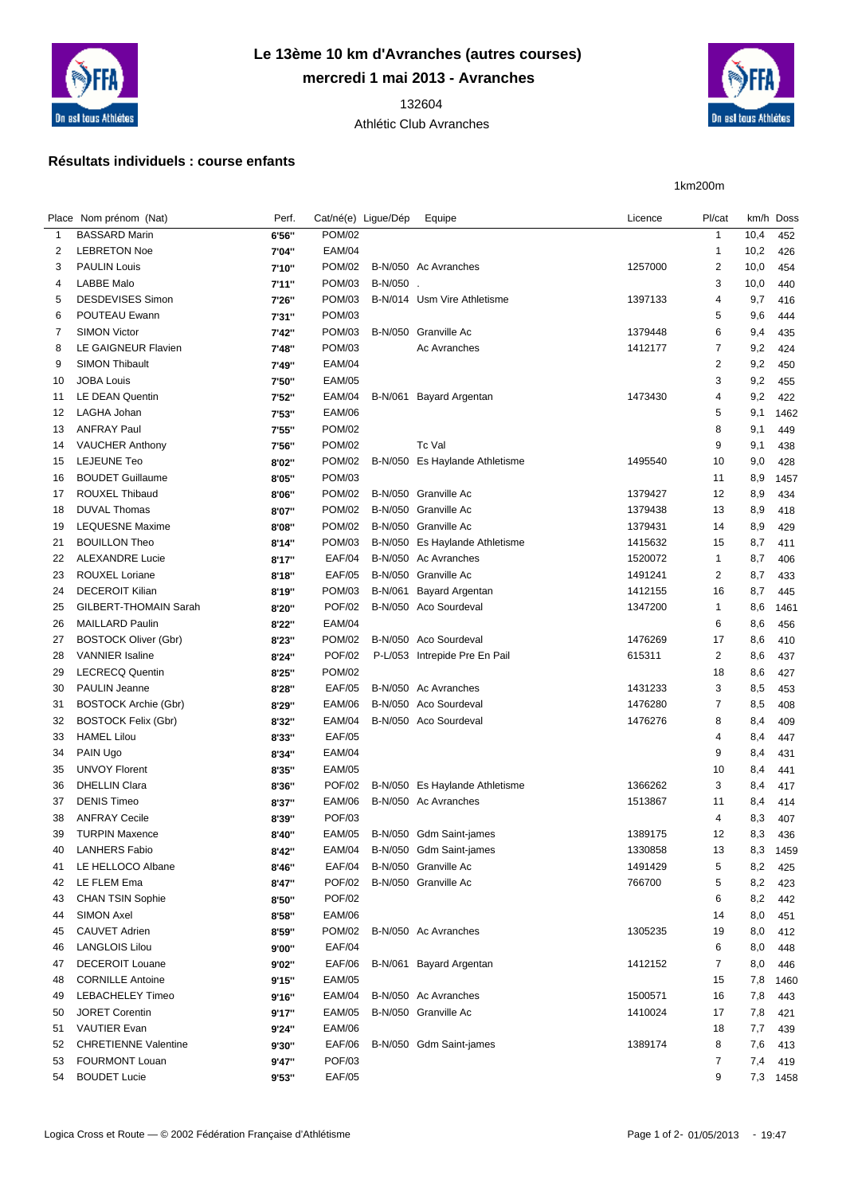# Le 13ème 10 km d'Avranches (autres courses)

## mercredi 1 mai 2013 - Avranches

132604

Athlétic Club Avranches

### Résultats individuels : course enfants

1km200m

| Place | Nom prénom (Nat) | Perf. | Cat/né(e) | Ligue/Dép | Equipe | Licence | Pl/cat | km/h | Doss |
|---|---|---|---|---|---|---|---|---|---|
| 1 | BASSARD Marin | 6'56'' | POM/02 | | | | 1 | 10,4 | 452 |
| 2 | LEBRETON Noe | 7'04'' | EAM/04 | | | | 1 | 10,2 | 426 |
| 3 | PAULIN Louis | 7'10'' | POM/02 | B-N/050 | Ac Avranches | 1257000 | 2 | 10,0 | 454 |
| 4 | LABBE Malo | 7'11'' | POM/03 | B-N/050 | . | | 3 | 10,0 | 440 |
| 5 | DESDEVISES Simon | 7'26'' | POM/03 | B-N/014 | Usm Vire Athletisme | 1397133 | 4 | 9,7 | 416 |
| 6 | POUTEAU Ewann | 7'31'' | POM/03 | | | | 5 | 9,6 | 444 |
| 7 | SIMON Victor | 7'42'' | POM/03 | B-N/050 | Granville Ac | 1379448 | 6 | 9,4 | 435 |
| 8 | LE GAIGNEUR Flavien | 7'48'' | POM/03 | | Ac Avranches | 1412177 | 7 | 9,2 | 424 |
| 9 | SIMON Thibault | 7'49'' | EAM/04 | | | | 2 | 9,2 | 450 |
| 10 | JOBA Louis | 7'50'' | EAM/05 | | | | 3 | 9,2 | 455 |
| 11 | LE DEAN Quentin | 7'52'' | EAM/04 | B-N/061 | Bayard Argentan | 1473430 | 4 | 9,2 | 422 |
| 12 | LAGHA Johan | 7'53'' | EAM/06 | | | | 5 | 9,1 | 1462 |
| 13 | ANFRAY Paul | 7'55'' | POM/02 | | | | 8 | 9,1 | 449 |
| 14 | VAUCHER Anthony | 7'56'' | POM/02 | | Tc Val | | 9 | 9,1 | 438 |
| 15 | LEJEUNE Teo | 8'02'' | POM/02 | B-N/050 | Es Haylande Athletisme | 1495540 | 10 | 9,0 | 428 |
| 16 | BOUDET Guillaume | 8'05'' | POM/03 | | | | 11 | 8,9 | 1457 |
| 17 | ROUXEL Thibaud | 8'06'' | POM/02 | B-N/050 | Granville Ac | 1379427 | 12 | 8,9 | 434 |
| 18 | DUVAL Thomas | 8'07'' | POM/02 | B-N/050 | Granville Ac | 1379438 | 13 | 8,9 | 418 |
| 19 | LEQUESNE Maxime | 8'08'' | POM/02 | B-N/050 | Granville Ac | 1379431 | 14 | 8,9 | 429 |
| 21 | BOUILLON Theo | 8'14'' | POM/03 | B-N/050 | Es Haylande Athletisme | 1415632 | 15 | 8,7 | 411 |
| 22 | ALEXANDRE Lucie | 8'17'' | EAF/04 | B-N/050 | Ac Avranches | 1520072 | 1 | 8,7 | 406 |
| 23 | ROUXEL Loriane | 8'18'' | EAF/05 | B-N/050 | Granville Ac | 1491241 | 2 | 8,7 | 433 |
| 24 | DECEROIT Kilian | 8'19'' | POM/03 | B-N/061 | Bayard Argentan | 1412155 | 16 | 8,7 | 445 |
| 25 | GILBERT-THOMAIN Sarah | 8'20'' | POF/02 | B-N/050 | Aco Sourdeval | 1347200 | 1 | 8,6 | 1461 |
| 26 | MAILLARD Paulin | 8'22'' | EAM/04 | | | | 6 | 8,6 | 456 |
| 27 | BOSTOCK Oliver (Gbr) | 8'23'' | POM/02 | B-N/050 | Aco Sourdeval | 1476269 | 17 | 8,6 | 410 |
| 28 | VANNIER Isaline | 8'24'' | POF/02 | P-L/053 | Intrepide Pre En Pail | 615311 | 2 | 8,6 | 437 |
| 29 | LECRECQ Quentin | 8'25'' | POM/02 | | | | 18 | 8,6 | 427 |
| 30 | PAULIN Jeanne | 8'28'' | EAF/05 | B-N/050 | Ac Avranches | 1431233 | 3 | 8,5 | 453 |
| 31 | BOSTOCK Archie (Gbr) | 8'29'' | EAM/06 | B-N/050 | Aco Sourdeval | 1476280 | 7 | 8,5 | 408 |
| 32 | BOSTOCK Felix (Gbr) | 8'32'' | EAM/04 | B-N/050 | Aco Sourdeval | 1476276 | 8 | 8,4 | 409 |
| 33 | HAMEL Lilou | 8'33'' | EAF/05 | | | | 4 | 8,4 | 447 |
| 34 | PAIN Ugo | 8'34'' | EAM/04 | | | | 9 | 8,4 | 431 |
| 35 | UNVOY Florent | 8'35'' | EAM/05 | | | | 10 | 8,4 | 441 |
| 36 | DHELLIN Clara | 8'36'' | POF/02 | B-N/050 | Es Haylande Athletisme | 1366262 | 3 | 8,4 | 417 |
| 37 | DENIS Timeo | 8'37'' | EAM/06 | B-N/050 | Ac Avranches | 1513867 | 11 | 8,4 | 414 |
| 38 | ANFRAY Cecile | 8'39'' | POF/03 | | | | 4 | 8,3 | 407 |
| 39 | TURPIN Maxence | 8'40'' | EAM/05 | B-N/050 | Gdm Saint-james | 1389175 | 12 | 8,3 | 436 |
| 40 | LANHERS Fabio | 8'42'' | EAM/04 | B-N/050 | Gdm Saint-james | 1330858 | 13 | 8,3 | 1459 |
| 41 | LE HELLOCO Albane | 8'46'' | EAF/04 | B-N/050 | Granville Ac | 1491429 | 5 | 8,2 | 425 |
| 42 | LE FLEM Ema | 8'47'' | POF/02 | B-N/050 | Granville Ac | 766700 | 5 | 8,2 | 423 |
| 43 | CHAN TSIN Sophie | 8'50'' | POF/02 | | | | 6 | 8,2 | 442 |
| 44 | SIMON Axel | 8'58'' | EAM/06 | | | | 14 | 8,0 | 451 |
| 45 | CAUVET Adrien | 8'59'' | POM/02 | B-N/050 | Ac Avranches | 1305235 | 19 | 8,0 | 412 |
| 46 | LANGLOIS Lilou | 9'00'' | EAF/04 | | | | 6 | 8,0 | 448 |
| 47 | DECEROIT Louane | 9'02'' | EAF/06 | B-N/061 | Bayard Argentan | 1412152 | 7 | 8,0 | 446 |
| 48 | CORNILLE Antoine | 9'15'' | EAM/05 | | | | 15 | 7,8 | 1460 |
| 49 | LEBACHELEY Timeo | 9'16'' | EAM/04 | B-N/050 | Ac Avranches | 1500571 | 16 | 7,8 | 443 |
| 50 | JORET Corentin | 9'17'' | EAM/05 | B-N/050 | Granville Ac | 1410024 | 17 | 7,8 | 421 |
| 51 | VAUTIER Evan | 9'24'' | EAM/06 | | | | 18 | 7,7 | 439 |
| 52 | CHRETIENNE Valentine | 9'30'' | EAF/06 | B-N/050 | Gdm Saint-james | 1389174 | 8 | 7,6 | 413 |
| 53 | FOURMONT Louan | 9'47'' | POF/03 | | | | 7 | 7,4 | 419 |
| 54 | BOUDET Lucie | 9'53'' | EAF/05 | | | | 9 | 7,3 | 1458 |

Logica Cross et Route — © 2002 Fédération Française d'Athlétisme

01/05/2013 - 19:47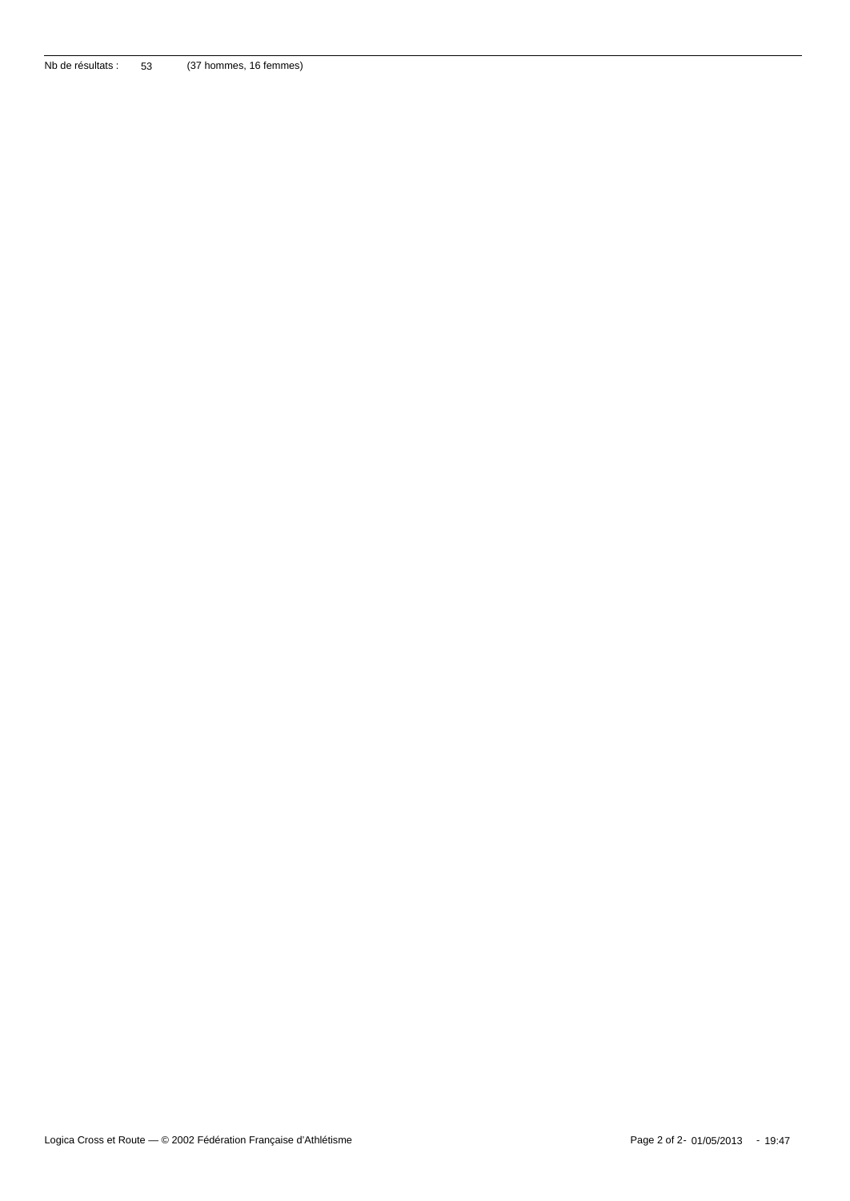Nb de résultats : 53 (37 hommes, 16 femmes)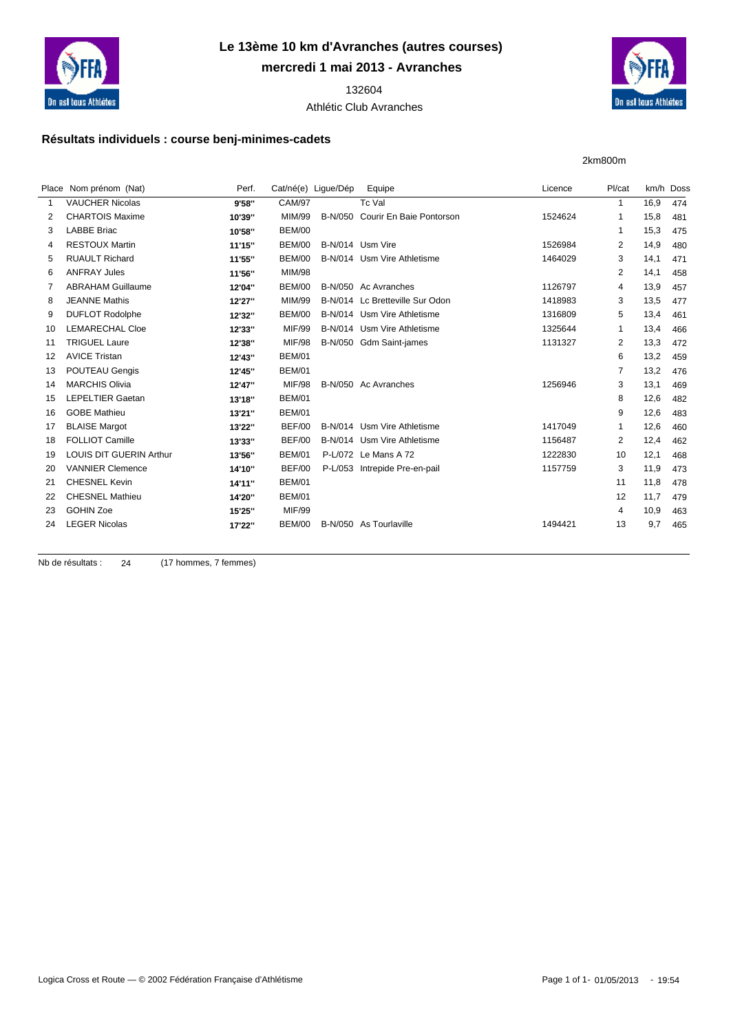# Le 13ème 10 km d'Avranches (autres courses)

## mercredi 1 mai 2013 - Avranches

132604

Athlétic Club Avranches

### Résultats individuels : course benj-minimes-cadets

2km800m

| Place | Nom prénom (Nat) | Perf. | Cat/né(e) | Ligue/Dép | Equipe | Licence | Pl/cat | km/h | Doss |
|---|---|---|---|---|---|---|---|---|---|
| 1 | VAUCHER Nicolas | **9'58''** | CAM/97 | | Tc Val | | 1 | 16,9 | 474 |
| 2 | CHARTOIS Maxime | **10'39''** | MIM/99 | B-N/050 | Courir En Baie Pontorson | 1524624 | 1 | 15,8 | 481 |
| 3 | LABBE Brice | **10'58''** | BEM/00 | | | | 1 | 15,3 | 475 |
| 4 | RESTOUX Martin | **11'15''** | BEM/00 | B-N/014 | Usm Vire | 1526984 | 2 | 14,9 | 480 |
| 5 | RUAULT Richard | **11'55''** | BEM/00 | B-N/014 | Usm Vire Athletisme | 1464029 | 3 | 14,1 | 471 |
| 6 | ANFRAY Jules | **11'56''** | MIM/98 | | | | 2 | 14,1 | 458 |
| 7 | ABRAHAM Guillaume | **12'04''** | BEM/00 | B-N/050 | Ac Avranches | 1126797 | 4 | 13,9 | 457 |
| 8 | JEANNE Mathis | **12'27''** | MIM/99 | B-N/014 | Lc Bretteville Sur Odon | 1418983 | 3 | 13,5 | 477 |
| 9 | DUFLOT Rodolphe | **12'32''** | BEM/00 | B-N/014 | Usm Vire Athletisme | 1316809 | 5 | 13,4 | 461 |
| 10 | LEMARECHAL Cloe | **12'33''** | MIF/99 | B-N/014 | Usm Vire Athletisme | 1325644 | 1 | 13,4 | 466 |
| 11 | TRIGUEL Laure | **12'38''** | MIF/98 | B-N/050 | Gdm Saint-james | 1131327 | 2 | 13,3 | 472 |
| 12 | AVICE Tristan | **12'43''** | BEM/01 | | | | 6 | 13,2 | 459 |
| 13 | POUTEAU Gengis | **12'45''** | BEM/01 | | | | 7 | 13,2 | 476 |
| 14 | MARCHIS Olivia | **12'47''** | MIF/98 | B-N/050 | Ac Avranches | 1256946 | 3 | 13,1 | 469 |
| 15 | LEPELTIER Gaetan | **13'18''** | BEM/01 | | | | 8 | 12,6 | 482 |
| 16 | GOBE Mathieu | **13'21''** | BEM/01 | | | | 9 | 12,6 | 483 |
| 17 | BLAISE Margot | **13'22''** | BEF/00 | B-N/014 | Usm Vire Athletisme | 1417049 | 1 | 12,6 | 460 |
| 18 | FOLLIOT Camille | **13'33''** | BEF/00 | B-N/014 | Usm Vire Athletisme | 1156487 | 2 | 12,4 | 462 |
| 19 | LOUIS DIT GUERIN Arthur | **13'56''** | BEM/01 | P-L/072 | Le Mans A 72 | 1222830 | 10 | 12,1 | 468 |
| 20 | VANNIER Clemence | **14'10''** | BEF/00 | P-L/053 | Intrepide Pre-en-pail | 1157759 | 3 | 11,9 | 473 |
| 21 | CHESNEL Kevin | **14'11''** | BEM/01 | | | | 11 | 11,8 | 478 |
| 22 | CHESNEL Mathieu | **14'20''** | BEM/01 | | | | 12 | 11,7 | 479 |
| 23 | GOHIN Zoe | **15'25''** | MIF/99 | | | | 4 | 10,9 | 463 |
| 24 | LEGER Nicolas | **17'22''** | BEM/00 | B-N/050 | As Tourlaville | 1494421 | 13 | 9,7 | 465 |

Nb de résultats : 24 (17 hommes, 7 femmes)

Logica Cross et Route — © 2002 Fédération Française d'Athlétisme

01/05/2013 - 19:54